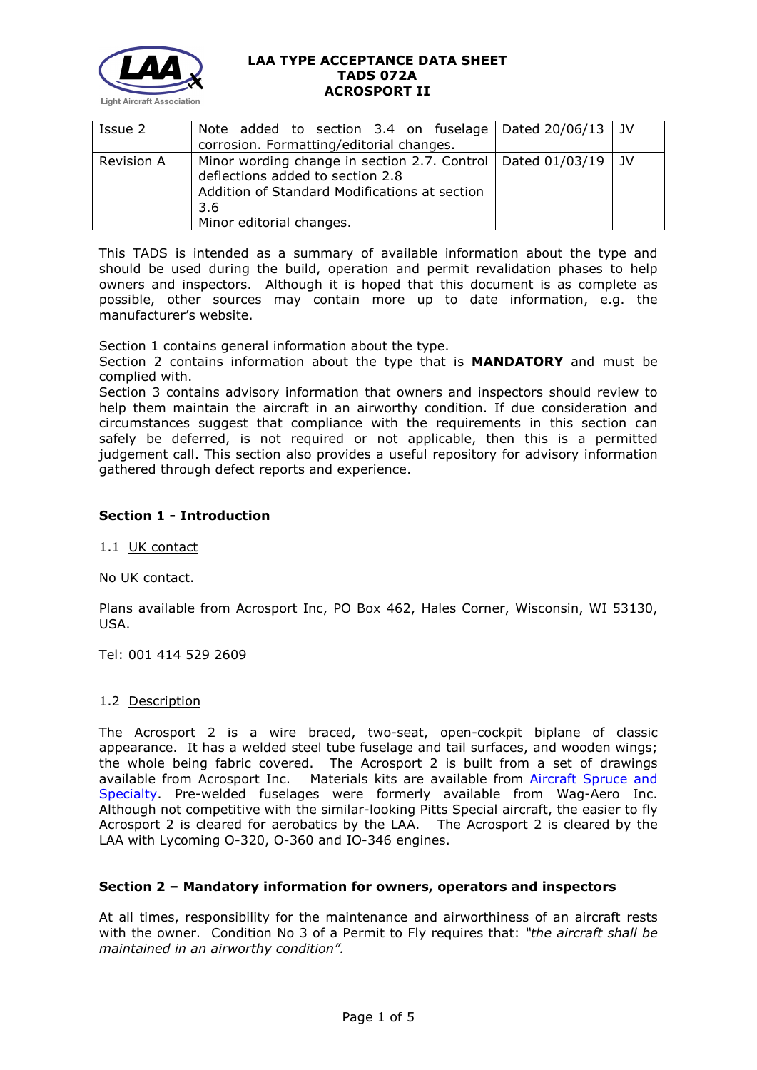# LAA TYPE ACCEPTANCE DATA SHEET
# TADS 072A
# ACROSPORT II

| Issue 2 | Note added to section 3.4 on fuselage corrosion. Formatting/editorial changes. | Dated 20/06/13 | JV |
|---|---|---|---|
| Revision A | Minor wording change in section 2.7. Control deflections added to section 2.8<br>Addition of Standard Modifications at section 3.6<br>Minor editorial changes. | Dated 01/03/19 | JV |

This TADS is intended as a summary of available information about the type and should be used during the build, operation and permit revalidation phases to help owners and inspectors. Although it is hoped that this document is as complete as possible, other sources may contain more up to date information, e.g. the manufacturer's website.

Section 1 contains general information about the type.
Section 2 contains information about the type that is **MANDATORY** and must be complied with.
Section 3 contains advisory information that owners and inspectors should review to help them maintain the aircraft in an airworthy condition. If due consideration and circumstances suggest that compliance with the requirements in this section can safely be deferred, is not required or not applicable, then this is a permitted judgement call. This section also provides a useful repository for advisory information gathered through defect reports and experience.

## Section 1 - Introduction

1.1 UK contact

No UK contact.

Plans available from Acrosport Inc, PO Box 462, Hales Corner, Wisconsin, WI 53130, USA.

Tel: 001 414 529 2609

1.2 Description

The Acrosport 2 is a wire braced, two-seat, open-cockpit biplane of classic appearance. It has a welded steel tube fuselage and tail surfaces, and wooden wings; the whole being fabric covered. The Acrosport 2 is built from a set of drawings available from Acrosport Inc. Materials kits are available from Aircraft Spruce and Specialty. Pre-welded fuselages were formerly available from Wag-Aero Inc. Although not competitive with the similar-looking Pitts Special aircraft, the easier to fly Acrosport 2 is cleared for aerobatics by the LAA. The Acrosport 2 is cleared by the LAA with Lycoming O-320, O-360 and IO-346 engines.

## Section 2 – Mandatory information for owners, operators and inspectors

At all times, responsibility for the maintenance and airworthiness of an aircraft rests with the owner. Condition No 3 of a Permit to Fly requires that: *"the aircraft shall be maintained in an airworthy condition".*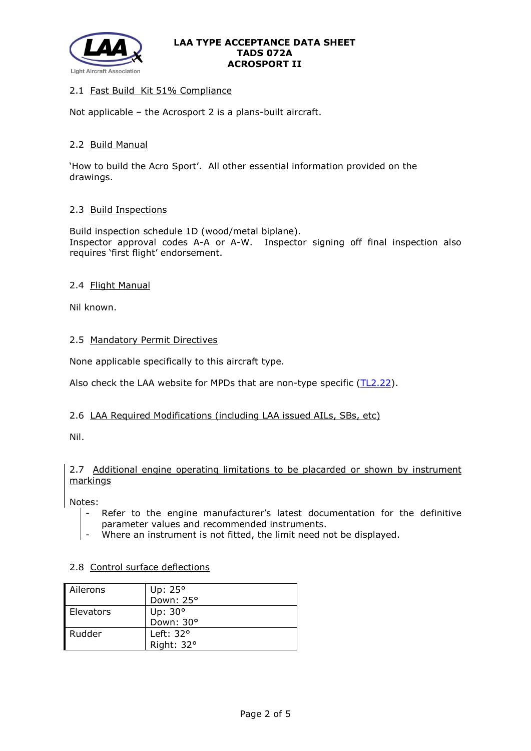### 2.1 Fast Build Kit 51% Compliance

Not applicable – the Acrosport 2 is a plans-built aircraft.

### 2.2 Build Manual

'How to build the Acro Sport'. All other essential information provided on the drawings.

### 2.3 Build Inspections

Build inspection schedule 1D (wood/metal biplane).
Inspector approval codes A-A or A-W. Inspector signing off final inspection also requires 'first flight' endorsement.

### 2.4 Flight Manual

Nil known.

### 2.5 Mandatory Permit Directives

None applicable specifically to this aircraft type.

Also check the LAA website for MPDs that are non-type specific (TL2.22).

### 2.6 LAA Required Modifications (including LAA issued AILs, SBs, etc)

Nil.

### 2.7 Additional engine operating limitations to be placarded or shown by instrument markings

Notes:

- Refer to the engine manufacturer's latest documentation for the definitive parameter values and recommended instruments.
- Where an instrument is not fitted, the limit need not be displayed.

### 2.8 Control surface deflections

| Control | Deflection |
|---|---|
| Ailerons | Up: 25°<br>Down: 25° |
| Elevators | Up: 30°<br>Down: 30° |
| Rudder | Left: 32°<br>Right: 32° |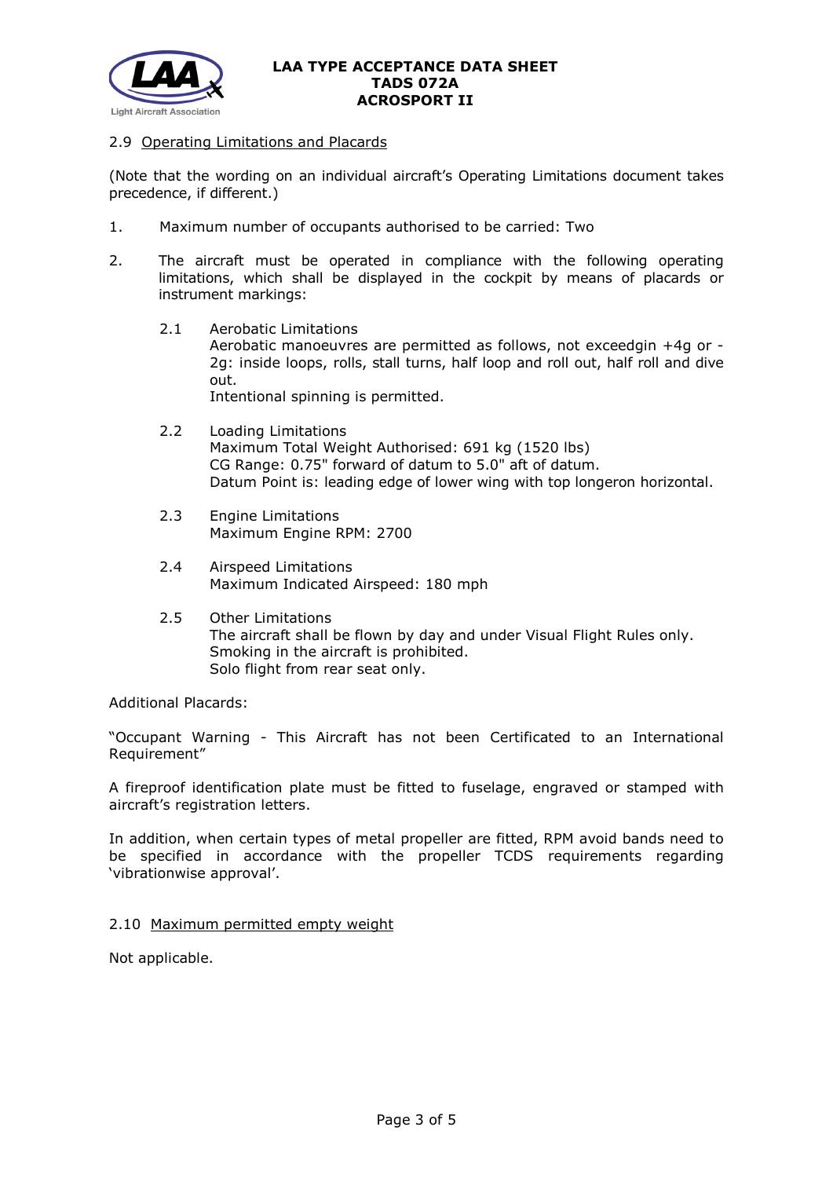## 2.9 Operating Limitations and Placards

(Note that the wording on an individual aircraft's Operating Limitations document takes precedence, if different.)

1. Maximum number of occupants authorised to be carried: Two

2. The aircraft must be operated in compliance with the following operating limitations, which shall be displayed in the cockpit by means of placards or instrument markings:

   2.1 Aerobatic Limitations
   Aerobatic manoeuvres are permitted as follows, not exceedgin +4g or -2g: inside loops, rolls, stall turns, half loop and roll out, half roll and dive out.
   Intentional spinning is permitted.

   2.2 Loading Limitations
   Maximum Total Weight Authorised: 691 kg (1520 lbs)
   CG Range: 0.75" forward of datum to 5.0" aft of datum.
   Datum Point is: leading edge of lower wing with top longeron horizontal.

   2.3 Engine Limitations
   Maximum Engine RPM: 2700

   2.4 Airspeed Limitations
   Maximum Indicated Airspeed: 180 mph

   2.5 Other Limitations
   The aircraft shall be flown by day and under Visual Flight Rules only.
   Smoking in the aircraft is prohibited.
   Solo flight from rear seat only.

Additional Placards:

"Occupant Warning - This Aircraft has not been Certificated to an International Requirement"

A fireproof identification plate must be fitted to fuselage, engraved or stamped with aircraft's registration letters.

In addition, when certain types of metal propeller are fitted, RPM avoid bands need to be specified in accordance with the propeller TCDS requirements regarding 'vibrationwise approval'.

## 2.10 Maximum permitted empty weight

Not applicable.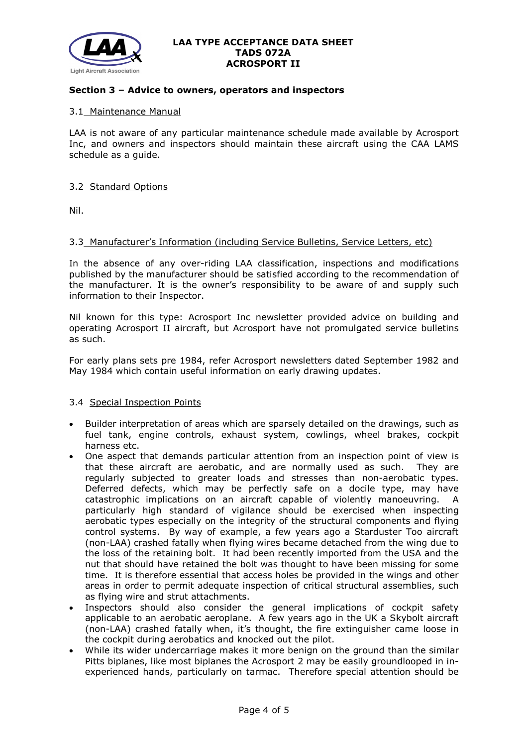## Section 3 – Advice to owners, operators and inspectors

### 3.1 Maintenance Manual

LAA is not aware of any particular maintenance schedule made available by Acrosport Inc, and owners and inspectors should maintain these aircraft using the CAA LAMS schedule as a guide.

### 3.2 Standard Options

Nil.

### 3.3 Manufacturer's Information (including Service Bulletins, Service Letters, etc)

In the absence of any over-riding LAA classification, inspections and modifications published by the manufacturer should be satisfied according to the recommendation of the manufacturer. It is the owner's responsibility to be aware of and supply such information to their Inspector.

Nil known for this type: Acrosport Inc newsletter provided advice on building and operating Acrosport II aircraft, but Acrosport have not promulgated service bulletins as such.

For early plans sets pre 1984, refer Acrosport newsletters dated September 1982 and May 1984 which contain useful information on early drawing updates.

### 3.4 Special Inspection Points

- Builder interpretation of areas which are sparsely detailed on the drawings, such as fuel tank, engine controls, exhaust system, cowlings, wheel brakes, cockpit harness etc.
- One aspect that demands particular attention from an inspection point of view is that these aircraft are aerobatic, and are normally used as such. They are regularly subjected to greater loads and stresses than non-aerobatic types. Deferred defects, which may be perfectly safe on a docile type, may have catastrophic implications on an aircraft capable of violently manoeuvring. A particularly high standard of vigilance should be exercised when inspecting aerobatic types especially on the integrity of the structural components and flying control systems. By way of example, a few years ago a Starduster Too aircraft (non-LAA) crashed fatally when flying wires became detached from the wing due to the loss of the retaining bolt. It had been recently imported from the USA and the nut that should have retained the bolt was thought to have been missing for some time. It is therefore essential that access holes be provided in the wings and other areas in order to permit adequate inspection of critical structural assemblies, such as flying wire and strut attachments.
- Inspectors should also consider the general implications of cockpit safety applicable to an aerobatic aeroplane. A few years ago in the UK a Skybolt aircraft (non-LAA) crashed fatally when, it's thought, the fire extinguisher came loose in the cockpit during aerobatics and knocked out the pilot.
- While its wider undercarriage makes it more benign on the ground than the similar Pitts biplanes, like most biplanes the Acrosport 2 may be easily groundlooped in in-experienced hands, particularly on tarmac. Therefore special attention should be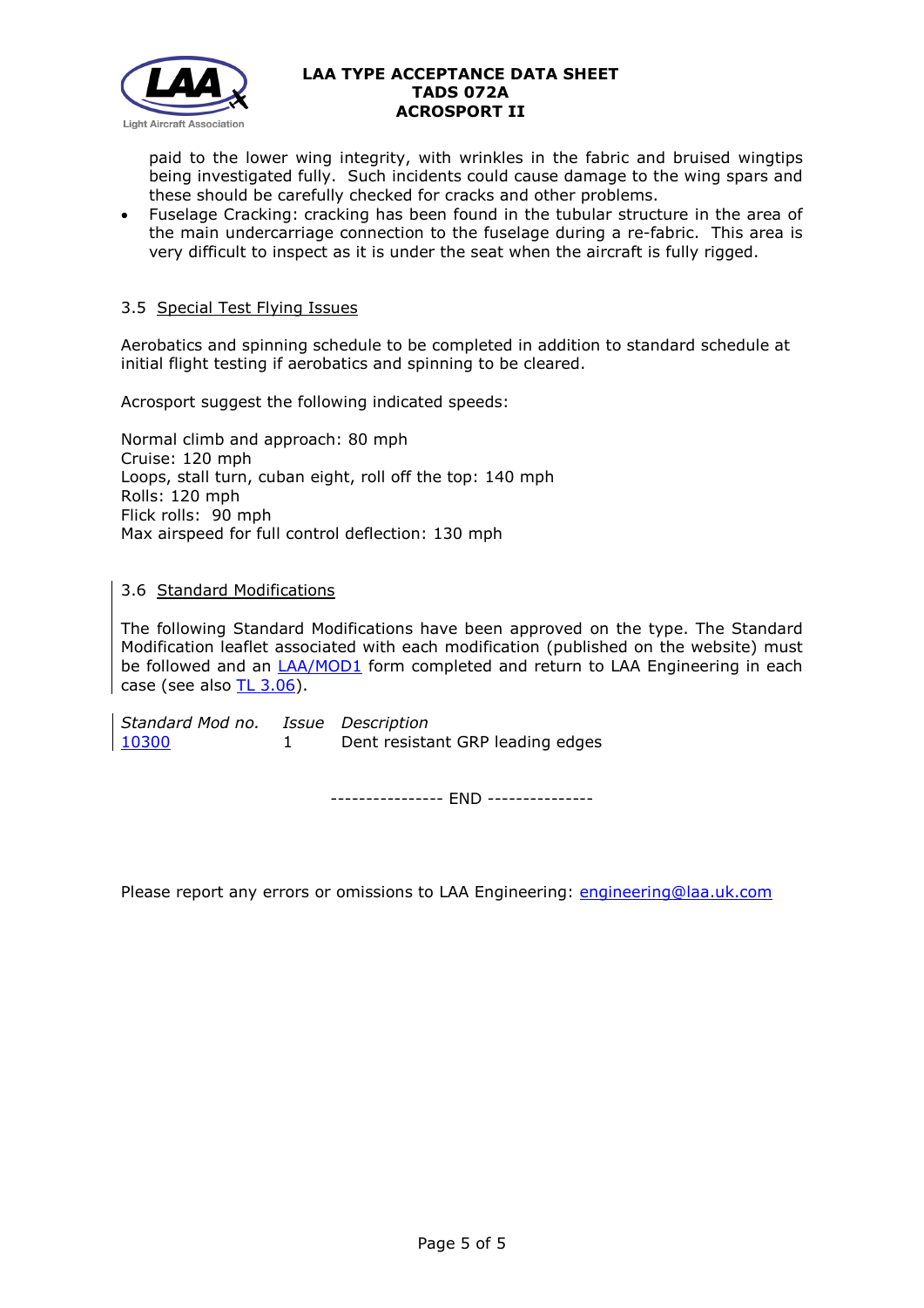paid to the lower wing integrity, with wrinkles in the fabric and bruised wingtips being investigated fully. Such incidents could cause damage to the wing spars and these should be carefully checked for cracks and other problems.

- Fuselage Cracking: cracking has been found in the tubular structure in the area of the main undercarriage connection to the fuselage during a re-fabric. This area is very difficult to inspect as it is under the seat when the aircraft is fully rigged.

### 3.5 Special Test Flying Issues

Aerobatics and spinning schedule to be completed in addition to standard schedule at initial flight testing if aerobatics and spinning to be cleared.

Acrosport suggest the following indicated speeds:

Normal climb and approach: 80 mph
Cruise: 120 mph
Loops, stall turn, cuban eight, roll off the top: 140 mph
Rolls: 120 mph
Flick rolls: 90 mph
Max airspeed for full control deflection: 130 mph

### 3.6 Standard Modifications

The following Standard Modifications have been approved on the type. The Standard Modification leaflet associated with each modification (published on the website) must be followed and an LAA/MOD1 form completed and return to LAA Engineering in each case (see also TL 3.06).

| *Standard Mod no.* | *Issue* | *Description* |
|---|---|---|
| 10300 | 1 | Dent resistant GRP leading edges |

---------------- END ---------------

Please report any errors or omissions to LAA Engineering: engineering@laa.uk.com